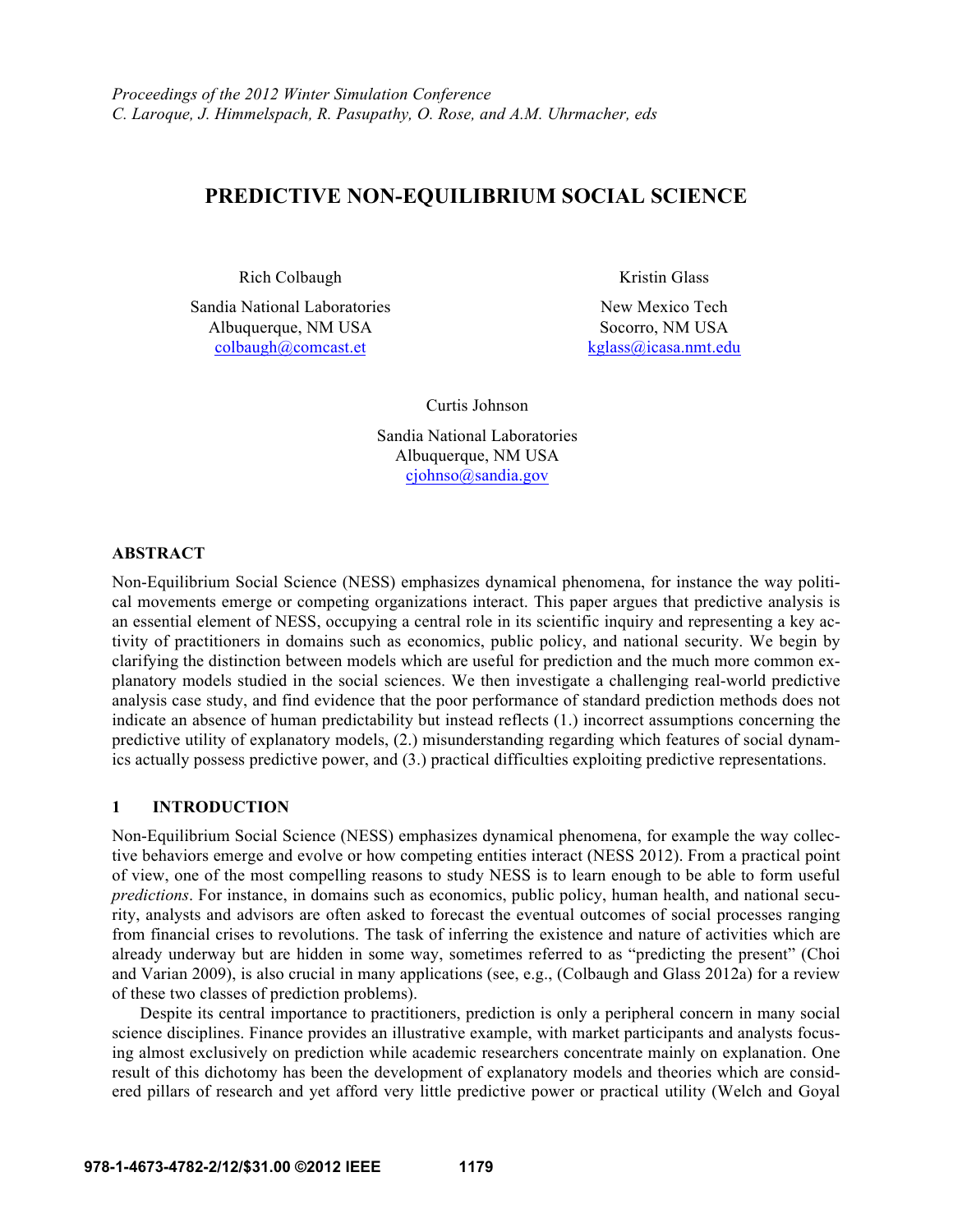Proceedings of the 2012 Winter Simulation Conference
C. Laroque, J. Himmelspach, R. Pasupathy, O. Rose, and A.M. Uhrmacher, eds

# PREDICTIVE NON-EQUILIBRIUM SOCIAL SCIENCE

Rich Colbaugh
Sandia National Laboratories
Albuquerque, NM USA
colbaugh@comcast.et

Kristin Glass
New Mexico Tech
Socorro, NM USA
kglass@icasa.nmt.edu

Curtis Johnson
Sandia National Laboratories
Albuquerque, NM USA
cjohnso@sandia.gov

## ABSTRACT

Non-Equilibrium Social Science (NESS) emphasizes dynamical phenomena, for instance the way political movements emerge or competing organizations interact. This paper argues that predictive analysis is an essential element of NESS, occupying a central role in its scientific inquiry and representing a key activity of practitioners in domains such as economics, public policy, and national security. We begin by clarifying the distinction between models which are useful for prediction and the much more common explanatory models studied in the social sciences. We then investigate a challenging real-world predictive analysis case study, and find evidence that the poor performance of standard prediction methods does not indicate an absence of human predictability but instead reflects (1.) incorrect assumptions concerning the predictive utility of explanatory models, (2.) misunderstanding regarding which features of social dynamics actually possess predictive power, and (3.) practical difficulties exploiting predictive representations.

## 1 INTRODUCTION

Non-Equilibrium Social Science (NESS) emphasizes dynamical phenomena, for example the way collective behaviors emerge and evolve or how competing entities interact (NESS 2012). From a practical point of view, one of the most compelling reasons to study NESS is to learn enough to be able to form useful *predictions*. For instance, in domains such as economics, public policy, human health, and national security, analysts and advisors are often asked to forecast the eventual outcomes of social processes ranging from financial crises to revolutions. The task of inferring the existence and nature of activities which are already underway but are hidden in some way, sometimes referred to as "predicting the present" (Choi and Varian 2009), is also crucial in many applications (see, e.g., (Colbaugh and Glass 2012a) for a review of these two classes of prediction problems).

Despite its central importance to practitioners, prediction is only a peripheral concern in many social science disciplines. Finance provides an illustrative example, with market participants and analysts focusing almost exclusively on prediction while academic researchers concentrate mainly on explanation. One result of this dichotomy has been the development of explanatory models and theories which are considered pillars of research and yet afford very little predictive power or practical utility (Welch and Goyal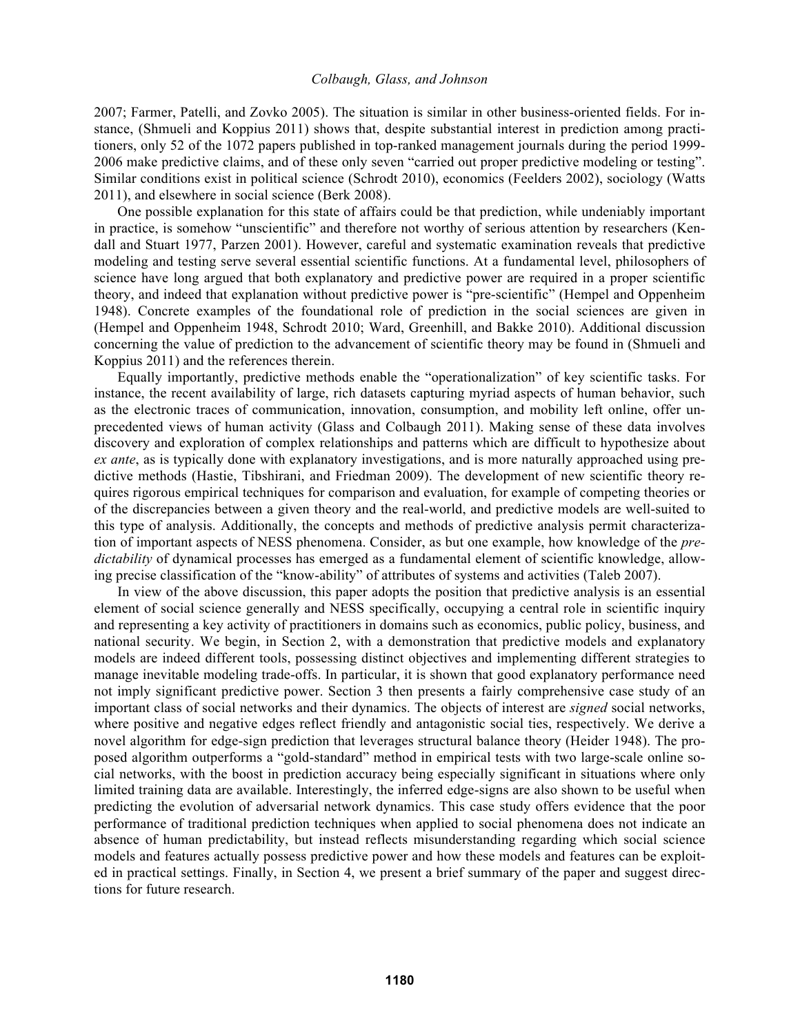2007; Farmer, Patelli, and Zovko 2005). The situation is similar in other business-oriented fields. For instance, (Shmueli and Koppius 2011) shows that, despite substantial interest in prediction among practitioners, only 52 of the 1072 papers published in top-ranked management journals during the period 1999-2006 make predictive claims, and of these only seven "carried out proper predictive modeling or testing". Similar conditions exist in political science (Schrodt 2010), economics (Feelders 2002), sociology (Watts 2011), and elsewhere in social science (Berk 2008).

One possible explanation for this state of affairs could be that prediction, while undeniably important in practice, is somehow "unscientific" and therefore not worthy of serious attention by researchers (Kendall and Stuart 1977, Parzen 2001). However, careful and systematic examination reveals that predictive modeling and testing serve several essential scientific functions. At a fundamental level, philosophers of science have long argued that both explanatory and predictive power are required in a proper scientific theory, and indeed that explanation without predictive power is "pre-scientific" (Hempel and Oppenheim 1948). Concrete examples of the foundational role of prediction in the social sciences are given in (Hempel and Oppenheim 1948, Schrodt 2010; Ward, Greenhill, and Bakke 2010). Additional discussion concerning the value of prediction to the advancement of scientific theory may be found in (Shmueli and Koppius 2011) and the references therein.

Equally importantly, predictive methods enable the "operationalization" of key scientific tasks. For instance, the recent availability of large, rich datasets capturing myriad aspects of human behavior, such as the electronic traces of communication, innovation, consumption, and mobility left online, offer unprecedented views of human activity (Glass and Colbaugh 2011). Making sense of these data involves discovery and exploration of complex relationships and patterns which are difficult to hypothesize about *ex ante*, as is typically done with explanatory investigations, and is more naturally approached using predictive methods (Hastie, Tibshirani, and Friedman 2009). The development of new scientific theory requires rigorous empirical techniques for comparison and evaluation, for example of competing theories or of the discrepancies between a given theory and the real-world, and predictive models are well-suited to this type of analysis. Additionally, the concepts and methods of predictive analysis permit characterization of important aspects of NESS phenomena. Consider, as but one example, how knowledge of the *predictability* of dynamical processes has emerged as a fundamental element of scientific knowledge, allowing precise classification of the "know-ability" of attributes of systems and activities (Taleb 2007).

In view of the above discussion, this paper adopts the position that predictive analysis is an essential element of social science generally and NESS specifically, occupying a central role in scientific inquiry and representing a key activity of practitioners in domains such as economics, public policy, business, and national security. We begin, in Section 2, with a demonstration that predictive models and explanatory models are indeed different tools, possessing distinct objectives and implementing different strategies to manage inevitable modeling trade-offs. In particular, it is shown that good explanatory performance need not imply significant predictive power. Section 3 then presents a fairly comprehensive case study of an important class of social networks and their dynamics. The objects of interest are *signed* social networks, where positive and negative edges reflect friendly and antagonistic social ties, respectively. We derive a novel algorithm for edge-sign prediction that leverages structural balance theory (Heider 1948). The proposed algorithm outperforms a "gold-standard" method in empirical tests with two large-scale online social networks, with the boost in prediction accuracy being especially significant in situations where only limited training data are available. Interestingly, the inferred edge-signs are also shown to be useful when predicting the evolution of adversarial network dynamics. This case study offers evidence that the poor performance of traditional prediction techniques when applied to social phenomena does not indicate an absence of human predictability, but instead reflects misunderstanding regarding which social science models and features actually possess predictive power and how these models and features can be exploited in practical settings. Finally, in Section 4, we present a brief summary of the paper and suggest directions for future research.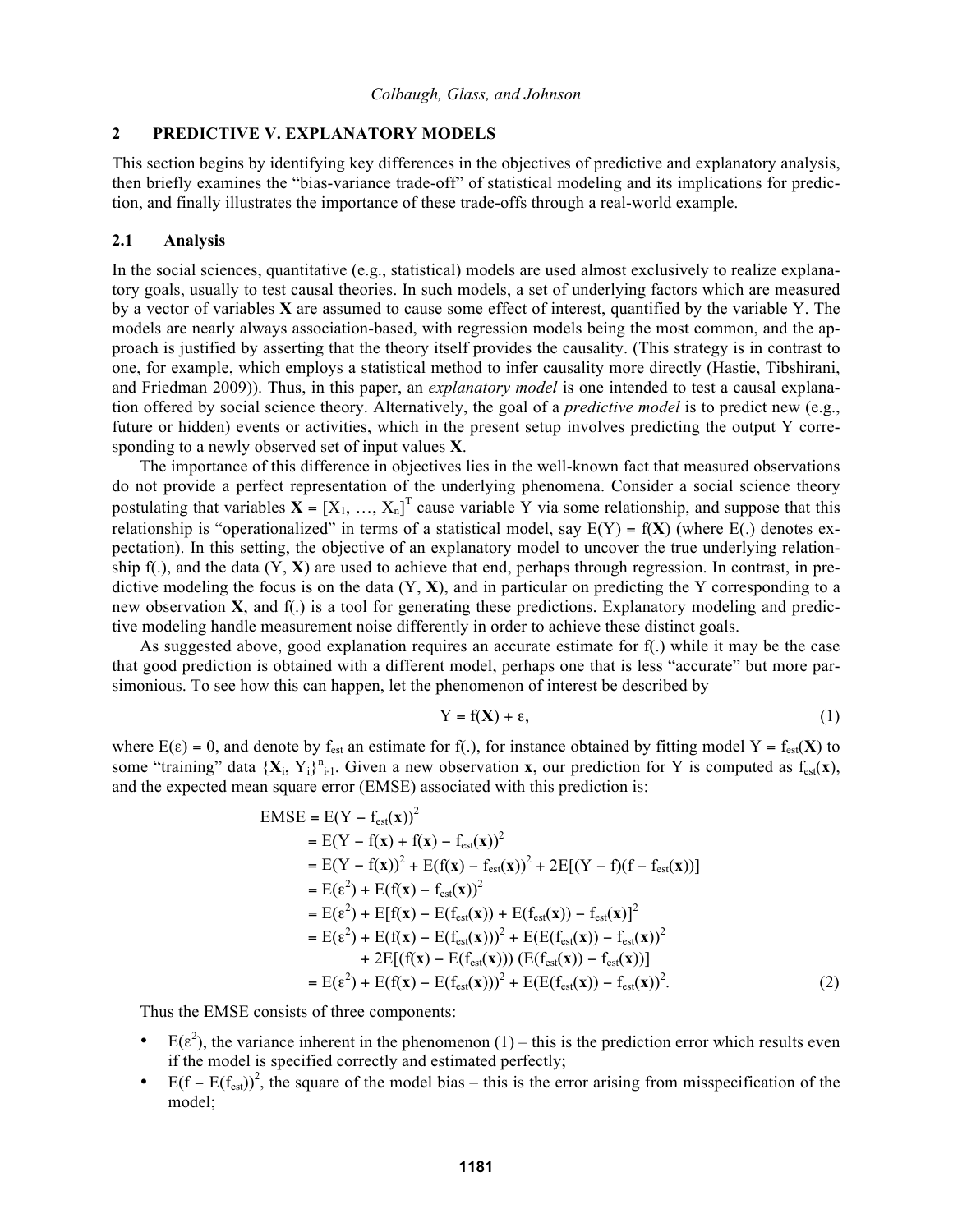## 2 PREDICTIVE V. EXPLANATORY MODELS

This section begins by identifying key differences in the objectives of predictive and explanatory analysis, then briefly examines the "bias-variance trade-off" of statistical modeling and its implications for prediction, and finally illustrates the importance of these trade-offs through a real-world example.

### 2.1 Analysis

In the social sciences, quantitative (e.g., statistical) models are used almost exclusively to realize explanatory goals, usually to test causal theories. In such models, a set of underlying factors which are measured by a vector of variables $\mathbf{X}$ are assumed to cause some effect of interest, quantified by the variable Y. The models are nearly always association-based, with regression models being the most common, and the approach is justified by asserting that the theory itself provides the causality. (This strategy is in contrast to one, for example, which employs a statistical method to infer causality more directly (Hastie, Tibshirani, and Friedman 2009)). Thus, in this paper, an *explanatory model* is one intended to test a causal explanation offered by social science theory. Alternatively, the goal of a *predictive model* is to predict new (e.g., future or hidden) events or activities, which in the present setup involves predicting the output Y corresponding to a newly observed set of input values $\mathbf{X}$.

The importance of this difference in objectives lies in the well-known fact that measured observations do not provide a perfect representation of the underlying phenomena. Consider a social science theory postulating that variables $\mathbf{X} = [X_1, \ldots, X_n]^T$ cause variable Y via some relationship, and suppose that this relationship is "operationalized" in terms of a statistical model, say $E(Y) = f(\mathbf{X})$ (where E(.) denotes expectation). In this setting, the objective of an explanatory model to uncover the true underlying relationship f(.), and the data (Y, $\mathbf{X}$) are used to achieve that end, perhaps through regression. In contrast, in predictive modeling the focus is on the data (Y, $\mathbf{X}$), and in particular on predicting the Y corresponding to a new observation $\mathbf{X}$, and f(.) is a tool for generating these predictions. Explanatory modeling and predictive modeling handle measurement noise differently in order to achieve these distinct goals.

As suggested above, good explanation requires an accurate estimate for f(.) while it may be the case that good prediction is obtained with a different model, perhaps one that is less "accurate" but more parsimonious. To see how this can happen, let the phenomenon of interest be described by

$$Y = f(\mathbf{X}) + \varepsilon, \tag{1}$$

where $E(\varepsilon) = 0$, and denote by $f_{est}$ an estimate for f(.), for instance obtained by fitting model $Y = f_{est}(\mathbf{X})$ to some "training" data $\{\mathbf{X}_i, Y_i\}^n_{i-1}$. Given a new observation $\mathbf{x}$, our prediction for Y is computed as $f_{est}(\mathbf{x})$, and the expected mean square error (EMSE) associated with this prediction is:

$$
\begin{aligned}
\text{EMSE} &= E(Y - f_{est}(\mathbf{x}))^2 \\
&= E(Y - f(\mathbf{x}) + f(\mathbf{x}) - f_{est}(\mathbf{x}))^2 \\
&= E(Y - f(\mathbf{x}))^2 + E(f(\mathbf{x}) - f_{est}(\mathbf{x}))^2 + 2E[(Y - f)(f - f_{est}(\mathbf{x}))] \\
&= E(\varepsilon^2) + E(f(\mathbf{x}) - f_{est}(\mathbf{x}))^2 \\
&= E(\varepsilon^2) + E[f(\mathbf{x}) - E(f_{est}(\mathbf{x})) + E(f_{est}(\mathbf{x})) - f_{est}(\mathbf{x})]^2 \\
&= E(\varepsilon^2) + E(f(\mathbf{x}) - E(f_{est}(\mathbf{x})))^2 + E(E(f_{est}(\mathbf{x})) - f_{est}(\mathbf{x}))^2 \\
&\qquad + 2E[(f(\mathbf{x}) - E(f_{est}(\mathbf{x})))\,(E(f_{est}(\mathbf{x})) - f_{est}(\mathbf{x}))] \\
&= E(\varepsilon^2) + E(f(\mathbf{x}) - E(f_{est}(\mathbf{x})))^2 + E(E(f_{est}(\mathbf{x})) - f_{est}(\mathbf{x}))^2.
\end{aligned} \tag{2}
$$

Thus the EMSE consists of three components:

- $E(\varepsilon^2)$, the variance inherent in the phenomenon (1) – this is the prediction error which results even if the model is specified correctly and estimated perfectly;
- $E(f - E(f_{est}))^2$, the square of the model bias – this is the error arising from misspecification of the model;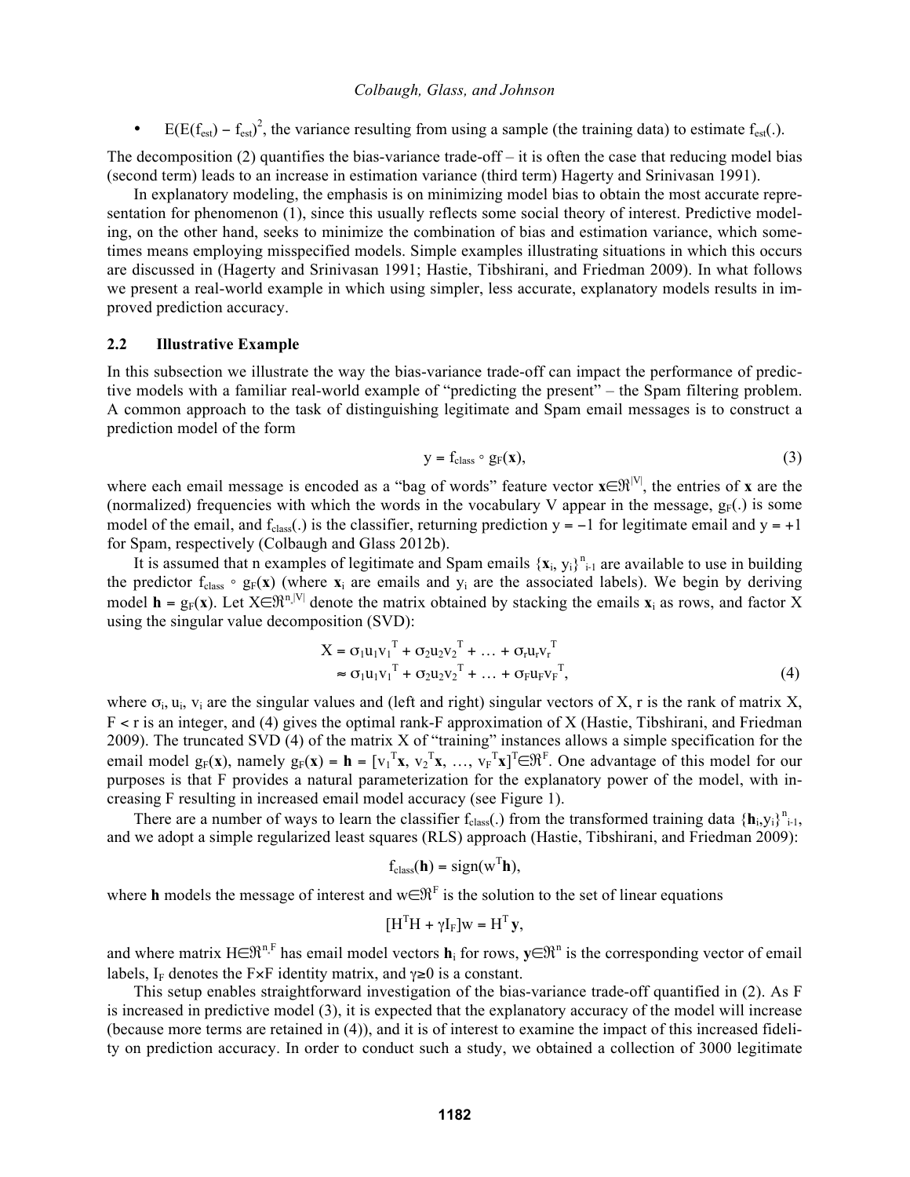- $E(E(f_{est}) - f_{est})^2$, the variance resulting from using a sample (the training data) to estimate $f_{est}(.)$.

The decomposition (2) quantifies the bias-variance trade-off – it is often the case that reducing model bias (second term) leads to an increase in estimation variance (third term) Hagerty and Srinivasan 1991).

In explanatory modeling, the emphasis is on minimizing model bias to obtain the most accurate representation for phenomenon (1), since this usually reflects some social theory of interest. Predictive modeling, on the other hand, seeks to minimize the combination of bias and estimation variance, which sometimes means employing misspecified models. Simple examples illustrating situations in which this occurs are discussed in (Hagerty and Srinivasan 1991; Hastie, Tibshirani, and Friedman 2009). In what follows we present a real-world example in which using simpler, less accurate, explanatory models results in improved prediction accuracy.

### 2.2 Illustrative Example

In this subsection we illustrate the way the bias-variance trade-off can impact the performance of predictive models with a familiar real-world example of "predicting the present" – the Spam filtering problem. A common approach to the task of distinguishing legitimate and Spam email messages is to construct a prediction model of the form

$$y = f_{class} \circ g_F(\mathbf{x}), \tag{3}$$

where each email message is encoded as a "bag of words" feature vector $\mathbf{x} \in \Re^{|V|}$, the entries of $\mathbf{x}$ are the (normalized) frequencies with which the words in the vocabulary V appear in the message, $g_F(.)$ is some model of the email, and $f_{class}(.)$ is the classifier, returning prediction $y = -1$ for legitimate email and $y = +1$ for Spam, respectively (Colbaugh and Glass 2012b).

It is assumed that n examples of legitimate and Spam emails $\{\mathbf{x}_i, y_i\}^n_{i-1}$ are available to use in building the predictor $f_{class} \circ g_F(\mathbf{x})$ (where $\mathbf{x}_i$ are emails and $y_i$ are the associated labels). We begin by deriving model $\mathbf{h} = g_F(\mathbf{x})$. Let $X \in \Re^{n,|V|}$ denote the matrix obtained by stacking the emails $\mathbf{x}_i$ as rows, and factor X using the singular value decomposition (SVD):

$$\begin{aligned} X &= \sigma_1 u_1 v_1^T + \sigma_2 u_2 v_2^T + \ldots + \sigma_r u_r v_r^T \\ &\approx \sigma_1 u_1 v_1^T + \sigma_2 u_2 v_2^T + \ldots + \sigma_F u_F v_F^T, \end{aligned} \tag{4}$$

where $\sigma_i$, $u_i$, $v_i$ are the singular values and (left and right) singular vectors of X, r is the rank of matrix X, $F < r$ is an integer, and (4) gives the optimal rank-F approximation of X (Hastie, Tibshirani, and Friedman 2009). The truncated SVD (4) of the matrix X of "training" instances allows a simple specification for the email model $g_F(\mathbf{x})$, namely $g_F(\mathbf{x}) = \mathbf{h} = [v_1^T\mathbf{x}, v_2^T\mathbf{x}, \ldots, v_F^T\mathbf{x}]^T \in \Re^F$. One advantage of this model for our purposes is that F provides a natural parameterization for the explanatory power of the model, with increasing F resulting in increased email model accuracy (see Figure 1).

There are a number of ways to learn the classifier $f_{class}(.)$ from the transformed training data $\{\mathbf{h}_i, y_i\}^n_{i-1}$, and we adopt a simple regularized least squares (RLS) approach (Hastie, Tibshirani, and Friedman 2009):

$$f_{class}(\mathbf{h}) = \text{sign}(w^T\mathbf{h}),$$

where $\mathbf{h}$ models the message of interest and $w \in \Re^F$ is the solution to the set of linear equations

$$[H^TH + \gamma I_F]w = H^T\mathbf{y},$$

and where matrix $H \in \Re^{n,F}$ has email model vectors $\mathbf{h}_i$ for rows, $\mathbf{y} \in \Re^n$ is the corresponding vector of email labels, $I_F$ denotes the F×F identity matrix, and $\gamma \geq 0$ is a constant.

This setup enables straightforward investigation of the bias-variance trade-off quantified in (2). As F is increased in predictive model (3), it is expected that the explanatory accuracy of the model will increase (because more terms are retained in (4)), and it is of interest to examine the impact of this increased fidelity on prediction accuracy. In order to conduct such a study, we obtained a collection of 3000 legitimate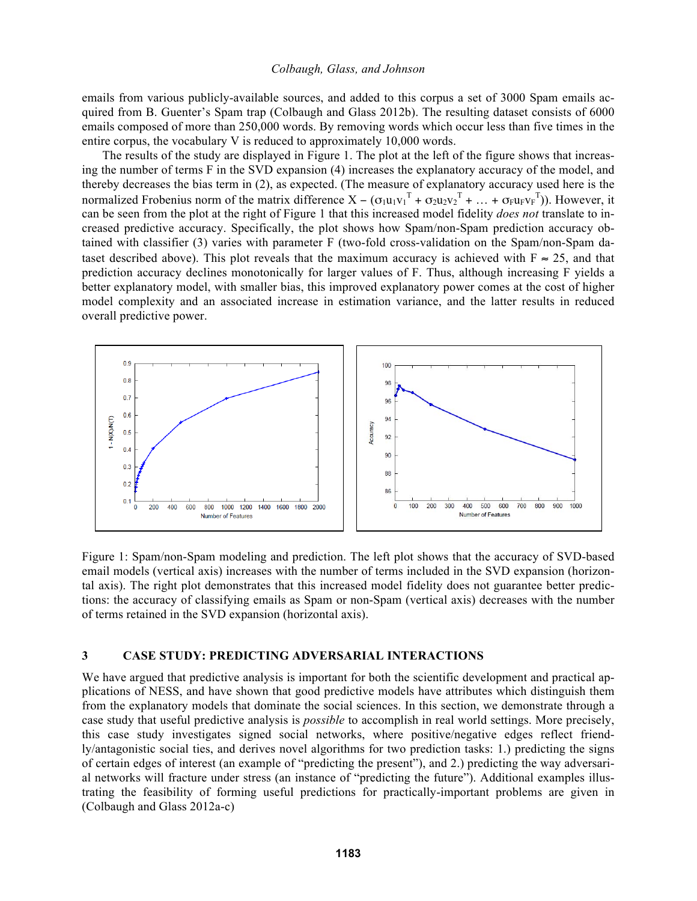emails from various publicly-available sources, and added to this corpus a set of 3000 Spam emails acquired from B. Guenter's Spam trap (Colbaugh and Glass 2012b). The resulting dataset consists of 6000 emails composed of more than 250,000 words. By removing words which occur less than five times in the entire corpus, the vocabulary V is reduced to approximately 10,000 words.

The results of the study are displayed in Figure 1. The plot at the left of the figure shows that increasing the number of terms F in the SVD expansion (4) increases the explanatory accuracy of the model, and thereby decreases the bias term in (2), as expected. (The measure of explanatory accuracy used here is the normalized Frobenius norm of the matrix difference $X - (\sigma_1 u_1 v_1^T + \sigma_2 u_2 v_2^T + \ldots + \sigma_F u_F v_F^T)$). However, it can be seen from the plot at the right of Figure 1 that this increased model fidelity *does not* translate to increased predictive accuracy. Specifically, the plot shows how Spam/non-Spam prediction accuracy obtained with classifier (3) varies with parameter F (two-fold cross-validation on the Spam/non-Spam dataset described above). This plot reveals that the maximum accuracy is achieved with $F \approx 25$, and that prediction accuracy declines monotonically for larger values of F. Thus, although increasing F yields a better explanatory model, with smaller bias, this improved explanatory power comes at the cost of higher model complexity and an associated increase in estimation variance, and the latter results in reduced overall predictive power.

Figure 1: Spam/non-Spam modeling and prediction. The left plot shows that the accuracy of SVD-based email models (vertical axis) increases with the number of terms included in the SVD expansion (horizontal axis). The right plot demonstrates that this increased model fidelity does not guarantee better predictions: the accuracy of classifying emails as Spam or non-Spam (vertical axis) decreases with the number of terms retained in the SVD expansion (horizontal axis).

## 3 CASE STUDY: PREDICTING ADVERSARIAL INTERACTIONS

We have argued that predictive analysis is important for both the scientific development and practical applications of NESS, and have shown that good predictive models have attributes which distinguish them from the explanatory models that dominate the social sciences. In this section, we demonstrate through a case study that useful predictive analysis is *possible* to accomplish in real world settings. More precisely, this case study investigates signed social networks, where positive/negative edges reflect friendly/antagonistic social ties, and derives novel algorithms for two prediction tasks: 1.) predicting the signs of certain edges of interest (an example of "predicting the present"), and 2.) predicting the way adversarial networks will fracture under stress (an instance of "predicting the future"). Additional examples illustrating the feasibility of forming useful predictions for practically-important problems are given in (Colbaugh and Glass 2012a-c)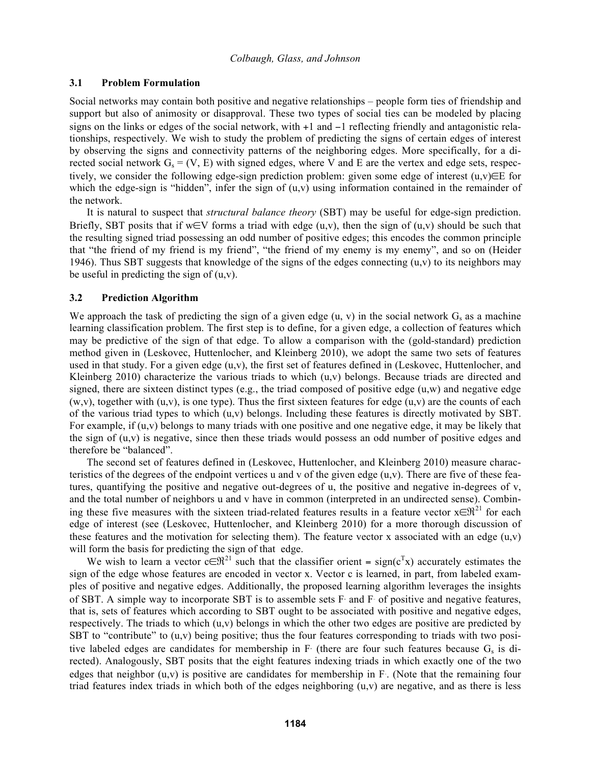### 3.1 Problem Formulation

Social networks may contain both positive and negative relationships – people form ties of friendship and support but also of animosity or disapproval. These two types of social ties can be modeled by placing signs on the links or edges of the social network, with +1 and −1 reflecting friendly and antagonistic relationships, respectively. We wish to study the problem of predicting the signs of certain edges of interest by observing the signs and connectivity patterns of the neighboring edges. More specifically, for a directed social network $G_s = (V, E)$ with signed edges, where V and E are the vertex and edge sets, respectively, we consider the following edge-sign prediction problem: given some edge of interest $(u,v) \in E$ for which the edge-sign is "hidden", infer the sign of (u,v) using information contained in the remainder of the network.

It is natural to suspect that *structural balance theory* (SBT) may be useful for edge-sign prediction. Briefly, SBT posits that if $w \in V$ forms a triad with edge (u,v), then the sign of (u,v) should be such that the resulting signed triad possessing an odd number of positive edges; this encodes the common principle that "the friend of my friend is my friend", "the friend of my enemy is my enemy", and so on (Heider 1946). Thus SBT suggests that knowledge of the signs of the edges connecting (u,v) to its neighbors may be useful in predicting the sign of (u,v).

### 3.2 Prediction Algorithm

We approach the task of predicting the sign of a given edge (u, v) in the social network $G_s$ as a machine learning classification problem. The first step is to define, for a given edge, a collection of features which may be predictive of the sign of that edge. To allow a comparison with the (gold-standard) prediction method given in (Leskovec, Huttenlocher, and Kleinberg 2010), we adopt the same two sets of features used in that study. For a given edge (u,v), the first set of features defined in (Leskovec, Huttenlocher, and Kleinberg 2010) characterize the various triads to which (u,v) belongs. Because triads are directed and signed, there are sixteen distinct types (e.g., the triad composed of positive edge (u,w) and negative edge (w,v), together with (u,v), is one type). Thus the first sixteen features for edge (u,v) are the counts of each of the various triad types to which (u,v) belongs. Including these features is directly motivated by SBT. For example, if (u,v) belongs to many triads with one positive and one negative edge, it may be likely that the sign of (u,v) is negative, since then these triads would possess an odd number of positive edges and therefore be "balanced".

The second set of features defined in (Leskovec, Huttenlocher, and Kleinberg 2010) measure characteristics of the degrees of the endpoint vertices u and v of the given edge (u,v). There are five of these features, quantifying the positive and negative out-degrees of u, the positive and negative in-degrees of v, and the total number of neighbors u and v have in common (interpreted in an undirected sense). Combining these five measures with the sixteen triad-related features results in a feature vector $x \in \Re^{21}$ for each edge of interest (see (Leskovec, Huttenlocher, and Kleinberg 2010) for a more thorough discussion of these features and the motivation for selecting them). The feature vector x associated with an edge (u,v) will form the basis for predicting the sign of that edge.

We wish to learn a vector $c \in \Re^{21}$ such that the classifier orient = $\text{sign}(c^T x)$ accurately estimates the sign of the edge whose features are encoded in vector x. Vector c is learned, in part, from labeled examples of positive and negative edges. Additionally, the proposed learning algorithm leverages the insights of SBT. A simple way to incorporate SBT is to assemble sets $F_+$ and $F_-$ of positive and negative features, that is, sets of features which according to SBT ought to be associated with positive and negative edges, respectively. The triads to which (u,v) belongs in which the other two edges are positive are predicted by SBT to "contribute" to (u,v) being positive; thus the four features corresponding to triads with two positive labeled edges are candidates for membership in $F_+$ (there are four such features because $G_s$ is directed). Analogously, SBT posits that the eight features indexing triads in which exactly one of the two edges that neighbor (u,v) is positive are candidates for membership in $F_-$. (Note that the remaining four triad features index triads in which both of the edges neighboring (u,v) are negative, and as there is less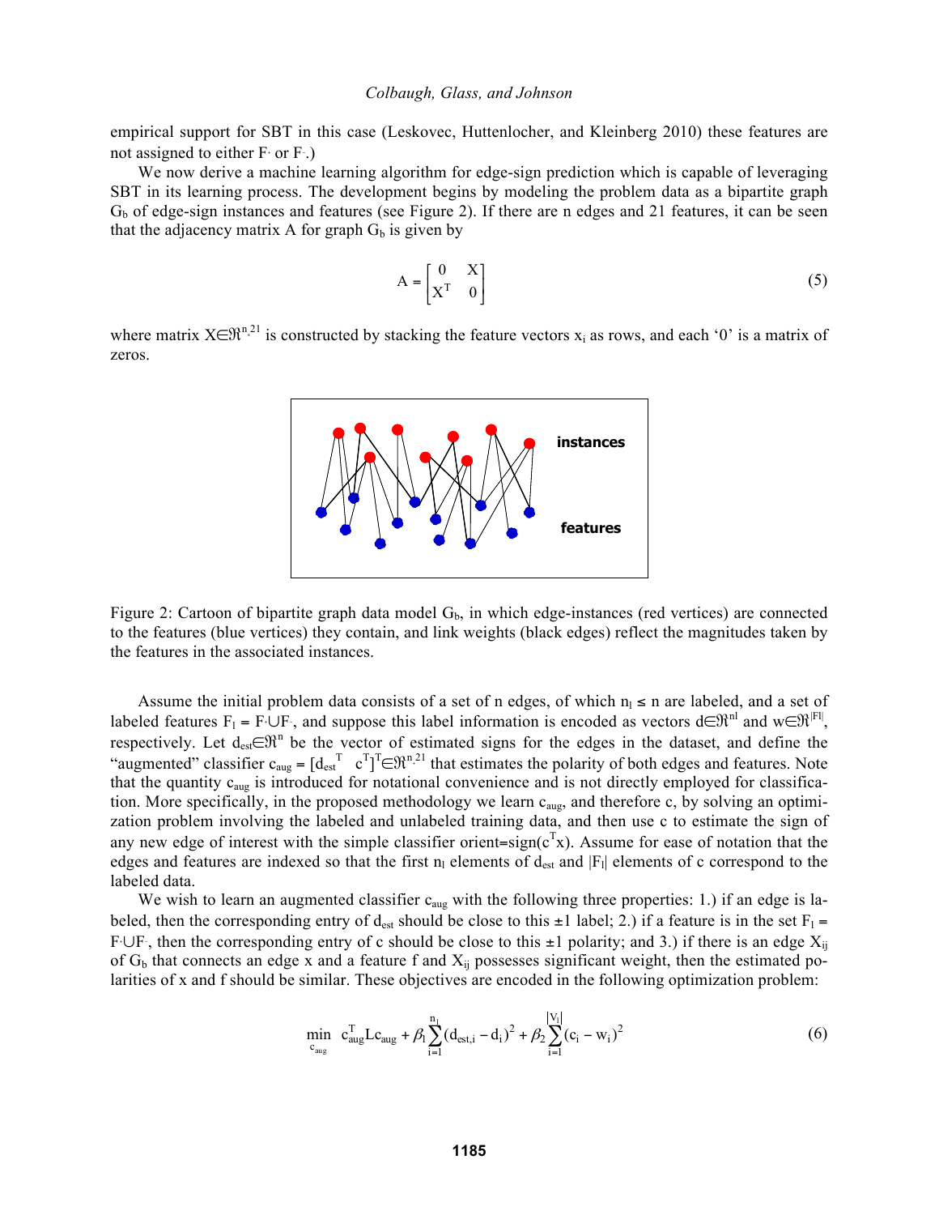empirical support for SBT in this case (Leskovec, Huttenlocher, and Kleinberg 2010) these features are not assigned to either $F_+$ or $F_-$.)

We now derive a machine learning algorithm for edge-sign prediction which is capable of leveraging SBT in its learning process. The development begins by modeling the problem data as a bipartite graph $G_b$ of edge-sign instances and features (see Figure 2). If there are n edges and 21 features, it can be seen that the adjacency matrix A for graph $G_b$ is given by

$$A = \begin{bmatrix} 0 & X \\ X^T & 0 \end{bmatrix} \tag{5}$$

where matrix $X \in \Re^{n,21}$ is constructed by stacking the feature vectors $x_i$ as rows, and each '0' is a matrix of zeros.

Figure 2: Cartoon of bipartite graph data model $G_b$, in which edge-instances (red vertices) are connected to the features (blue vertices) they contain, and link weights (black edges) reflect the magnitudes taken by the features in the associated instances.

Assume the initial problem data consists of a set of n edges, of which $n_l \leq n$ are labeled, and a set of labeled features $F_l = F_+ \cup F_-$, and suppose this label information is encoded as vectors $d \in \Re^{nl}$ and $w \in \Re^{|Fl|}$, respectively. Let $d_{est} \in \Re^n$ be the vector of estimated signs for the edges in the dataset, and define the "augmented" classifier $c_{aug} = [d_{est}^T \;\; c^T]^T \in \Re^{n,21}$ that estimates the polarity of both edges and features. Note that the quantity $c_{aug}$ is introduced for notational convenience and is not directly employed for classification. More specifically, in the proposed methodology we learn $c_{aug}$, and therefore c, by solving an optimization problem involving the labeled and unlabeled training data, and then use c to estimate the sign of any new edge of interest with the simple classifier orient=sign($c^T x$). Assume for ease of notation that the edges and features are indexed so that the first $n_l$ elements of $d_{est}$ and $|F_l|$ elements of c correspond to the labeled data.

We wish to learn an augmented classifier $c_{aug}$ with the following three properties: 1.) if an edge is labeled, then the corresponding entry of $d_{est}$ should be close to this ±1 label; 2.) if a feature is in the set $F_l = F_+ \cup F_-$, then the corresponding entry of c should be close to this ±1 polarity; and 3.) if there is an edge $X_{ij}$ of $G_b$ that connects an edge x and a feature f and $X_{ij}$ possesses significant weight, then the estimated polarities of x and f should be similar. These objectives are encoded in the following optimization problem:

$$\min_{c_{aug}} \; c_{aug}^T L c_{aug} + \beta_1 \sum_{i=1}^{n_l} (d_{est,i} - d_i)^2 + \beta_2 \sum_{i=1}^{|V_l|} (c_i - w_i)^2 \tag{6}$$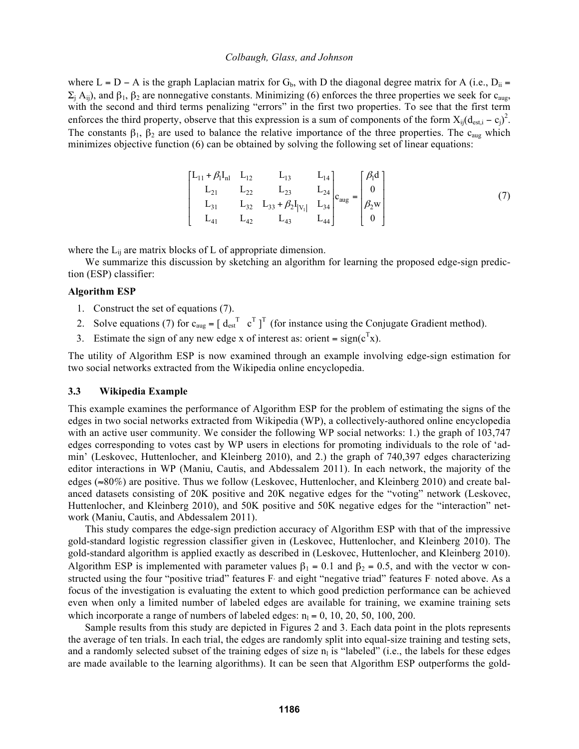where $L = D - A$ is the graph Laplacian matrix for $G_b$, with D the diagonal degree matrix for A (i.e., $D_{ii} = \Sigma_j A_{ij}$), and $\beta_1$, $\beta_2$ are nonnegative constants. Minimizing (6) enforces the three properties we seek for $c_{aug}$, with the second and third terms penalizing "errors" in the first two properties. To see that the first term enforces the third property, observe that this expression is a sum of components of the form $X_{ij}(d_{est,i} - c_j)^2$. The constants $\beta_1$, $\beta_2$ are used to balance the relative importance of the three properties. The $c_{aug}$ which minimizes objective function (6) can be obtained by solving the following set of linear equations:

$$\begin{bmatrix} L_{11} + \beta_1 I_{nl} & L_{12} & L_{13} & L_{14} \\ L_{21} & L_{22} & L_{23} & L_{24} \\ L_{31} & L_{32} & L_{33} + \beta_2 I_{|V_l|} & L_{34} \\ L_{41} & L_{42} & L_{43} & L_{44} \end{bmatrix} c_{aug} = \begin{bmatrix} \beta_1 d \\ 0 \\ \beta_2 w \\ 0 \end{bmatrix} \tag{7}$$

where the $L_{ij}$ are matrix blocks of L of appropriate dimension.

We summarize this discussion by sketching an algorithm for learning the proposed edge-sign prediction (ESP) classifier:

**Algorithm ESP**

1. Construct the set of equations (7).
2. Solve equations (7) for $c_{aug} = [\, d_{est}^T \;\; c^T \,]^T$ (for instance using the Conjugate Gradient method).
3. Estimate the sign of any new edge x of interest as: orient = $\text{sign}(c^T x)$.

The utility of Algorithm ESP is now examined through an example involving edge-sign estimation for two social networks extracted from the Wikipedia online encyclopedia.

### 3.3 Wikipedia Example

This example examines the performance of Algorithm ESP for the problem of estimating the signs of the edges in two social networks extracted from Wikipedia (WP), a collectively-authored online encyclopedia with an active user community. We consider the following WP social networks: 1.) the graph of 103,747 edges corresponding to votes cast by WP users in elections for promoting individuals to the role of 'admin' (Leskovec, Huttenlocher, and Kleinberg 2010), and 2.) the graph of 740,397 edges characterizing editor interactions in WP (Maniu, Cautis, and Abdessalem 2011). In each network, the majority of the edges (≈80%) are positive. Thus we follow (Leskovec, Huttenlocher, and Kleinberg 2010) and create balanced datasets consisting of 20K positive and 20K negative edges for the "voting" network (Leskovec, Huttenlocher, and Kleinberg 2010), and 50K positive and 50K negative edges for the "interaction" network (Maniu, Cautis, and Abdessalem 2011).

This study compares the edge-sign prediction accuracy of Algorithm ESP with that of the impressive gold-standard logistic regression classifier given in (Leskovec, Huttenlocher, and Kleinberg 2010). The gold-standard algorithm is applied exactly as described in (Leskovec, Huttenlocher, and Kleinberg 2010). Algorithm ESP is implemented with parameter values $\beta_1 = 0.1$ and $\beta_2 = 0.5$, and with the vector w constructed using the four "positive triad" features $F_+$ and eight "negative triad" features $F_-$ noted above. As a focus of the investigation is evaluating the extent to which good prediction performance can be achieved even when only a limited number of labeled edges are available for training, we examine training sets which incorporate a range of numbers of labeled edges: $n_l$ = 0, 10, 20, 50, 100, 200.

Sample results from this study are depicted in Figures 2 and 3. Each data point in the plots represents the average of ten trials. In each trial, the edges are randomly split into equal-size training and testing sets, and a randomly selected subset of the training edges of size $n_l$ is "labeled" (i.e., the labels for these edges are made available to the learning algorithms). It can be seen that Algorithm ESP outperforms the gold-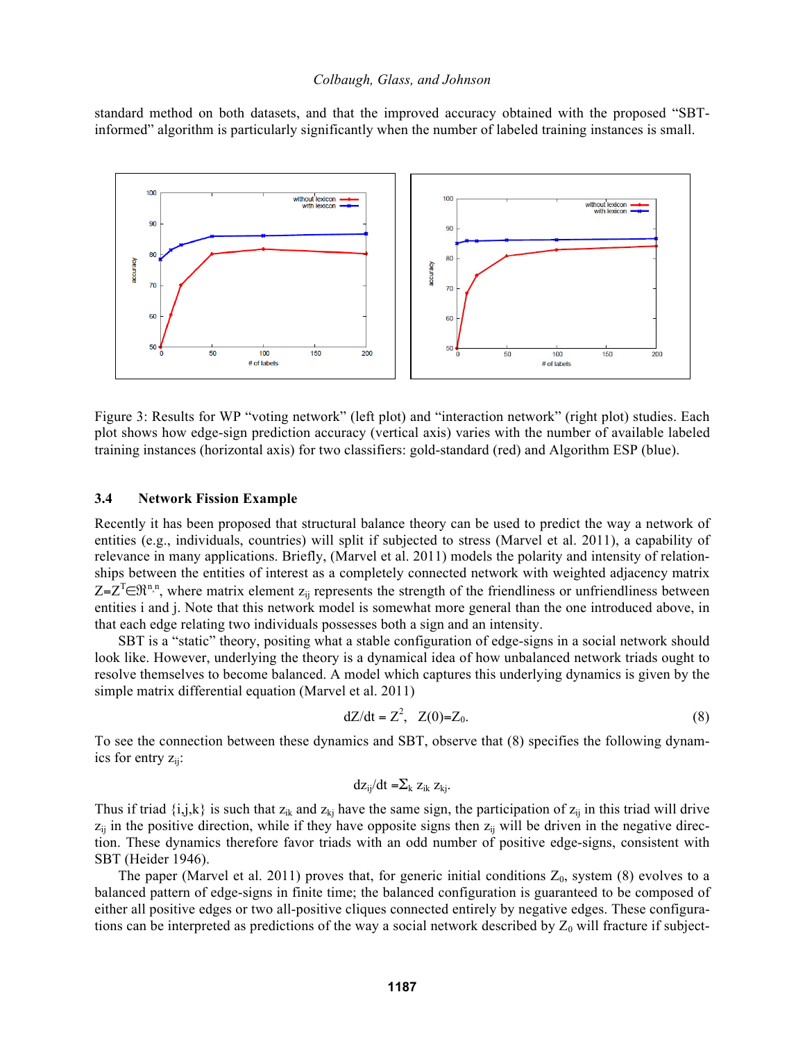standard method on both datasets, and that the improved accuracy obtained with the proposed "SBT-informed" algorithm is particularly significantly when the number of labeled training instances is small.

Figure 3: Results for WP "voting network" (left plot) and "interaction network" (right plot) studies. Each plot shows how edge-sign prediction accuracy (vertical axis) varies with the number of available labeled training instances (horizontal axis) for two classifiers: gold-standard (red) and Algorithm ESP (blue).

### 3.4 Network Fission Example

Recently it has been proposed that structural balance theory can be used to predict the way a network of entities (e.g., individuals, countries) will split if subjected to stress (Marvel et al. 2011), a capability of relevance in many applications. Briefly, (Marvel et al. 2011) models the polarity and intensity of relationships between the entities of interest as a completely connected network with weighted adjacency matrix $Z=Z^T \in \Re^{n \times n}$, where matrix element $z_{ij}$ represents the strength of the friendliness or unfriendliness between entities i and j. Note that this network model is somewhat more general than the one introduced above, in that each edge relating two individuals possesses both a sign and an intensity.

SBT is a "static" theory, positing what a stable configuration of edge-signs in a social network should look like. However, underlying the theory is a dynamical idea of how unbalanced network triads ought to resolve themselves to become balanced. A model which captures this underlying dynamics is given by the simple matrix differential equation (Marvel et al. 2011)

$$dZ/dt = Z^2, \quad Z(0)=Z_0. \tag{8}$$

To see the connection between these dynamics and SBT, observe that (8) specifies the following dynamics for entry $z_{ij}$:

$$dz_{ij}/dt = \Sigma_k \, z_{ik} \, z_{kj}.$$

Thus if triad {i,j,k} is such that $z_{ik}$ and $z_{kj}$ have the same sign, the participation of $z_{ij}$ in this triad will drive $z_{ij}$ in the positive direction, while if they have opposite signs then $z_{ij}$ will be driven in the negative direction. These dynamics therefore favor triads with an odd number of positive edge-signs, consistent with SBT (Heider 1946).

The paper (Marvel et al. 2011) proves that, for generic initial conditions $Z_0$, system (8) evolves to a balanced pattern of edge-signs in finite time; the balanced configuration is guaranteed to be composed of either all positive edges or two all-positive cliques connected entirely by negative edges. These configurations can be interpreted as predictions of the way a social network described by $Z_0$ will fracture if subject-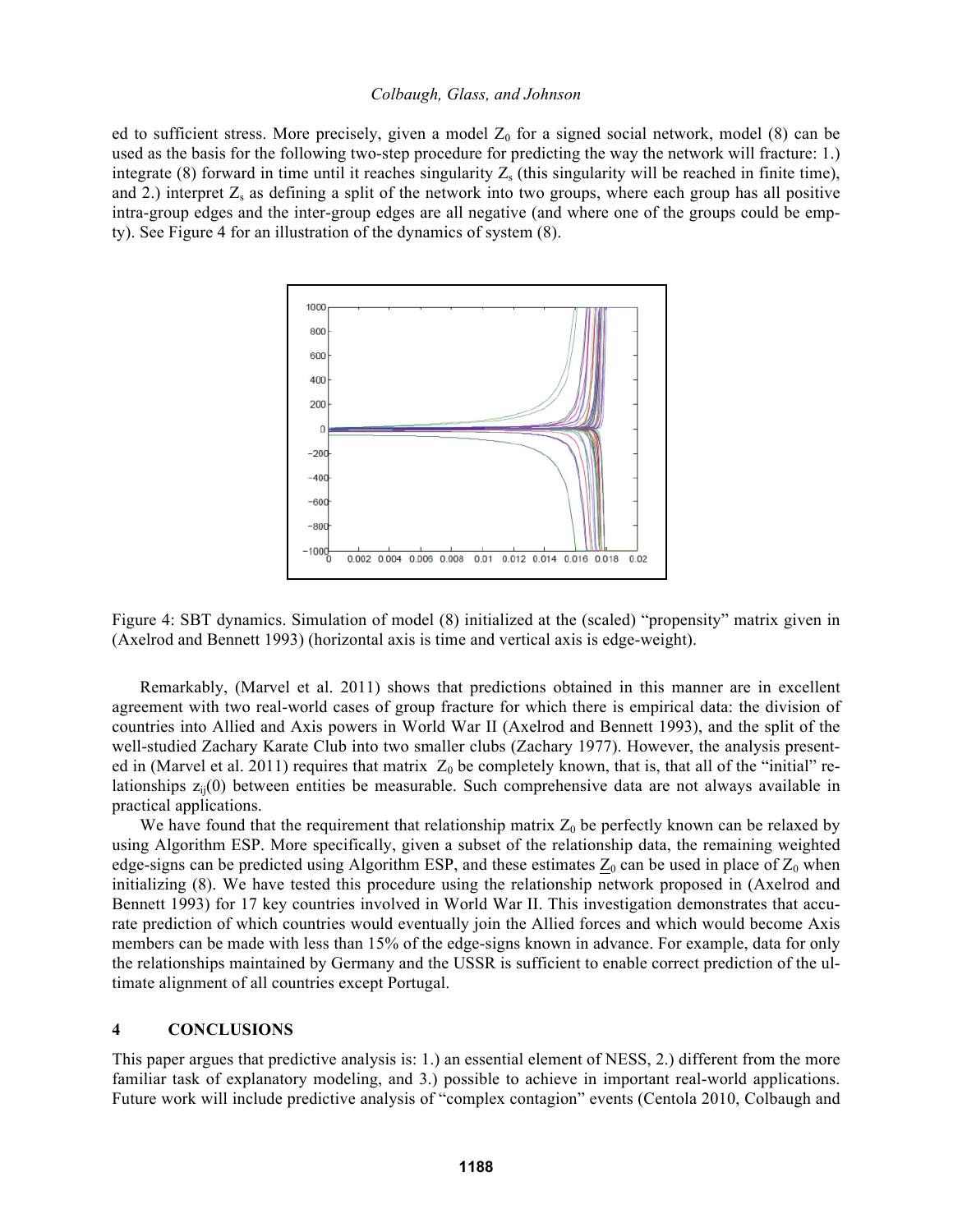ed to sufficient stress. More precisely, given a model $Z_0$ for a signed social network, model (8) can be used as the basis for the following two-step procedure for predicting the way the network will fracture: 1.) integrate (8) forward in time until it reaches singularity $Z_s$ (this singularity will be reached in finite time), and 2.) interpret $Z_s$ as defining a split of the network into two groups, where each group has all positive intra-group edges and the inter-group edges are all negative (and where one of the groups could be empty). See Figure 4 for an illustration of the dynamics of system (8).

Figure 4: SBT dynamics. Simulation of model (8) initialized at the (scaled) "propensity" matrix given in (Axelrod and Bennett 1993) (horizontal axis is time and vertical axis is edge-weight).

Remarkably, (Marvel et al. 2011) shows that predictions obtained in this manner are in excellent agreement with two real-world cases of group fracture for which there is empirical data: the division of countries into Allied and Axis powers in World War II (Axelrod and Bennett 1993), and the split of the well-studied Zachary Karate Club into two smaller clubs (Zachary 1977). However, the analysis presented in (Marvel et al. 2011) requires that matrix $Z_0$ be completely known, that is, that all of the "initial" relationships $z_{ij}(0)$ between entities be measurable. Such comprehensive data are not always available in practical applications.

We have found that the requirement that relationship matrix $Z_0$ be perfectly known can be relaxed by using Algorithm ESP. More specifically, given a subset of the relationship data, the remaining weighted edge-signs can be predicted using Algorithm ESP, and these estimates $\underline{Z}_0$ can be used in place of $Z_0$ when initializing (8). We have tested this procedure using the relationship network proposed in (Axelrod and Bennett 1993) for 17 key countries involved in World War II. This investigation demonstrates that accurate prediction of which countries would eventually join the Allied forces and which would become Axis members can be made with less than 15% of the edge-signs known in advance. For example, data for only the relationships maintained by Germany and the USSR is sufficient to enable correct prediction of the ultimate alignment of all countries except Portugal.

## 4 CONCLUSIONS

This paper argues that predictive analysis is: 1.) an essential element of NESS, 2.) different from the more familiar task of explanatory modeling, and 3.) possible to achieve in important real-world applications. Future work will include predictive analysis of "complex contagion" events (Centola 2010, Colbaugh and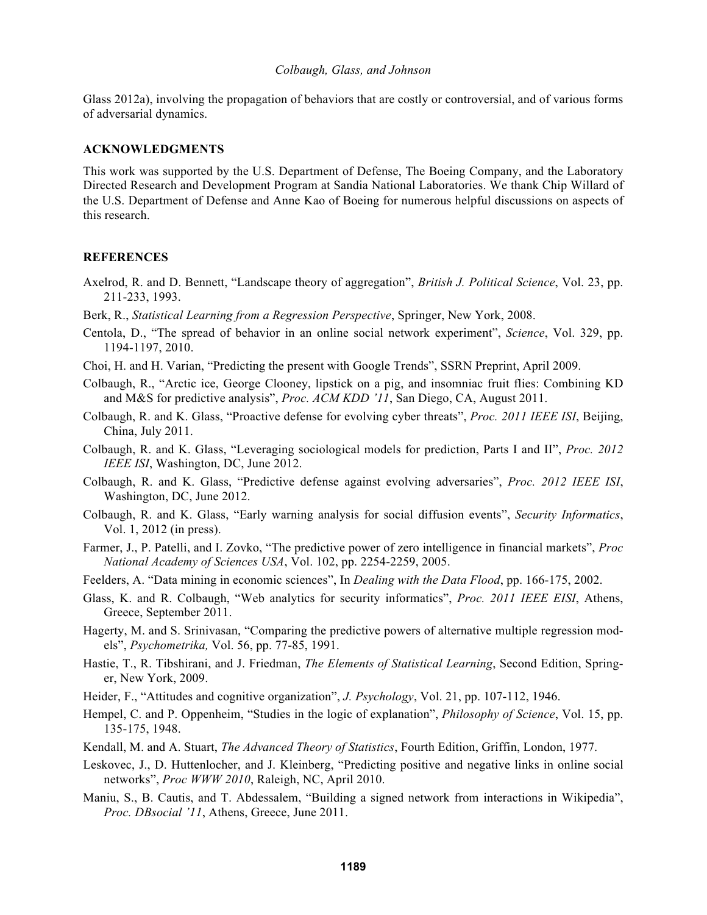Glass 2012a), involving the propagation of behaviors that are costly or controversial, and of various forms of adversarial dynamics.

## ACKNOWLEDGMENTS

This work was supported by the U.S. Department of Defense, The Boeing Company, and the Laboratory Directed Research and Development Program at Sandia National Laboratories. We thank Chip Willard of the U.S. Department of Defense and Anne Kao of Boeing for numerous helpful discussions on aspects of this research.

## REFERENCES

Axelrod, R. and D. Bennett, "Landscape theory of aggregation", *British J. Political Science*, Vol. 23, pp. 211-233, 1993.

Berk, R., *Statistical Learning from a Regression Perspective*, Springer, New York, 2008.

Centola, D., "The spread of behavior in an online social network experiment", *Science*, Vol. 329, pp. 1194-1197, 2010.

Choi, H. and H. Varian, "Predicting the present with Google Trends", SSRN Preprint, April 2009.

Colbaugh, R., "Arctic ice, George Clooney, lipstick on a pig, and insomniac fruit flies: Combining KD and M&S for predictive analysis", *Proc. ACM KDD '11*, San Diego, CA, August 2011.

Colbaugh, R. and K. Glass, "Proactive defense for evolving cyber threats", *Proc. 2011 IEEE ISI*, Beijing, China, July 2011.

Colbaugh, R. and K. Glass, "Leveraging sociological models for prediction, Parts I and II", *Proc. 2012 IEEE ISI*, Washington, DC, June 2012.

Colbaugh, R. and K. Glass, "Predictive defense against evolving adversaries", *Proc. 2012 IEEE ISI*, Washington, DC, June 2012.

Colbaugh, R. and K. Glass, "Early warning analysis for social diffusion events", *Security Informatics*, Vol. 1, 2012 (in press).

Farmer, J., P. Patelli, and I. Zovko, "The predictive power of zero intelligence in financial markets", *Proc National Academy of Sciences USA*, Vol. 102, pp. 2254-2259, 2005.

Feelders, A. "Data mining in economic sciences", In *Dealing with the Data Flood*, pp. 166-175, 2002.

Glass, K. and R. Colbaugh, "Web analytics for security informatics", *Proc. 2011 IEEE EISI*, Athens, Greece, September 2011.

Hagerty, M. and S. Srinivasan, "Comparing the predictive powers of alternative multiple regression models", *Psychometrika,* Vol. 56, pp. 77-85, 1991.

Hastie, T., R. Tibshirani, and J. Friedman, *The Elements of Statistical Learning*, Second Edition, Springer, New York, 2009.

Heider, F., "Attitudes and cognitive organization", *J. Psychology*, Vol. 21, pp. 107-112, 1946.

Hempel, C. and P. Oppenheim, "Studies in the logic of explanation", *Philosophy of Science*, Vol. 15, pp. 135-175, 1948.

Kendall, M. and A. Stuart, *The Advanced Theory of Statistics*, Fourth Edition, Griffin, London, 1977.

Leskovec, J., D. Huttenlocher, and J. Kleinberg, "Predicting positive and negative links in online social networks", *Proc WWW 2010*, Raleigh, NC, April 2010.

Maniu, S., B. Cautis, and T. Abdessalem, "Building a signed network from interactions in Wikipedia", *Proc. DBsocial '11*, Athens, Greece, June 2011.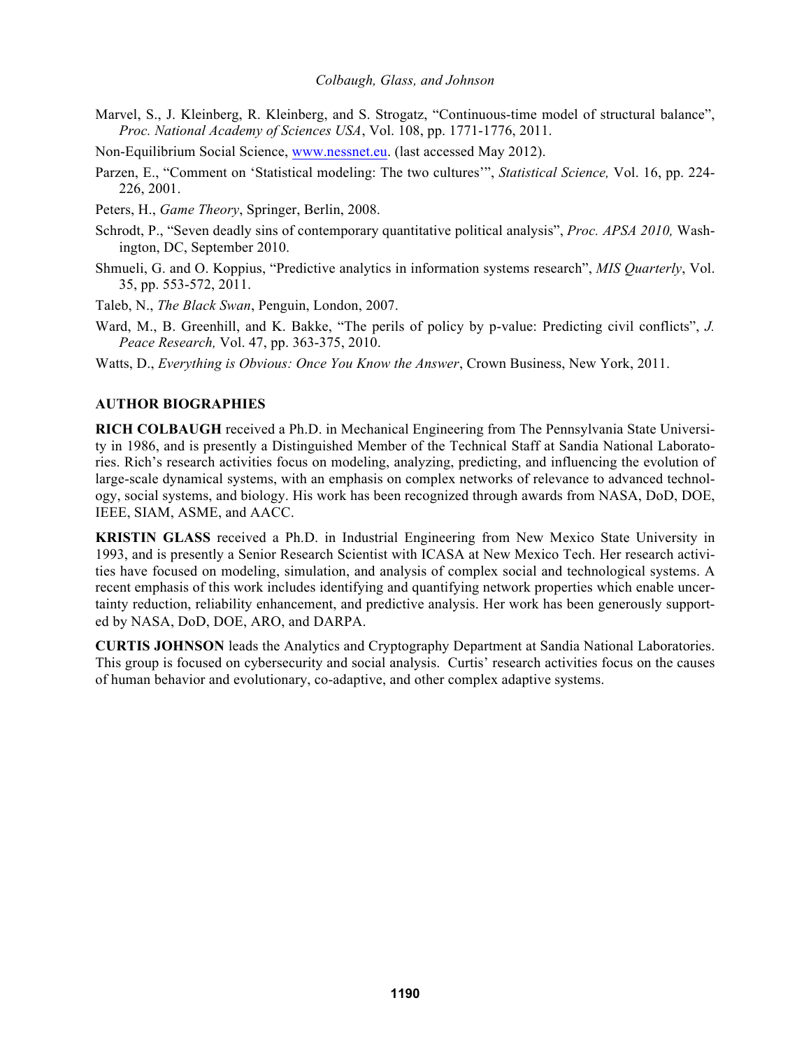Marvel, S., J. Kleinberg, R. Kleinberg, and S. Strogatz, "Continuous-time model of structural balance", *Proc. National Academy of Sciences USA*, Vol. 108, pp. 1771-1776, 2011.

Non-Equilibrium Social Science, www.nessnet.eu. (last accessed May 2012).

Parzen, E., "Comment on 'Statistical modeling: The two cultures'", *Statistical Science,* Vol. 16, pp. 224-226, 2001.

Peters, H., *Game Theory*, Springer, Berlin, 2008.

Schrodt, P., "Seven deadly sins of contemporary quantitative political analysis", *Proc. APSA 2010,* Washington, DC, September 2010.

Shmueli, G. and O. Koppius, "Predictive analytics in information systems research", *MIS Quarterly*, Vol. 35, pp. 553-572, 2011.

Taleb, N., *The Black Swan*, Penguin, London, 2007.

Ward, M., B. Greenhill, and K. Bakke, "The perils of policy by p-value: Predicting civil conflicts", *J. Peace Research,* Vol. 47, pp. 363-375, 2010.

Watts, D., *Everything is Obvious: Once You Know the Answer*, Crown Business, New York, 2011.

## AUTHOR BIOGRAPHIES

**RICH COLBAUGH** received a Ph.D. in Mechanical Engineering from The Pennsylvania State University in 1986, and is presently a Distinguished Member of the Technical Staff at Sandia National Laboratories. Rich's research activities focus on modeling, analyzing, predicting, and influencing the evolution of large-scale dynamical systems, with an emphasis on complex networks of relevance to advanced technology, social systems, and biology. His work has been recognized through awards from NASA, DoD, DOE, IEEE, SIAM, ASME, and AACC.

**KRISTIN GLASS** received a Ph.D. in Industrial Engineering from New Mexico State University in 1993, and is presently a Senior Research Scientist with ICASA at New Mexico Tech. Her research activities have focused on modeling, simulation, and analysis of complex social and technological systems. A recent emphasis of this work includes identifying and quantifying network properties which enable uncertainty reduction, reliability enhancement, and predictive analysis. Her work has been generously supported by NASA, DoD, DOE, ARO, and DARPA.

**CURTIS JOHNSON** leads the Analytics and Cryptography Department at Sandia National Laboratories. This group is focused on cybersecurity and social analysis. Curtis' research activities focus on the causes of human behavior and evolutionary, co-adaptive, and other complex adaptive systems.